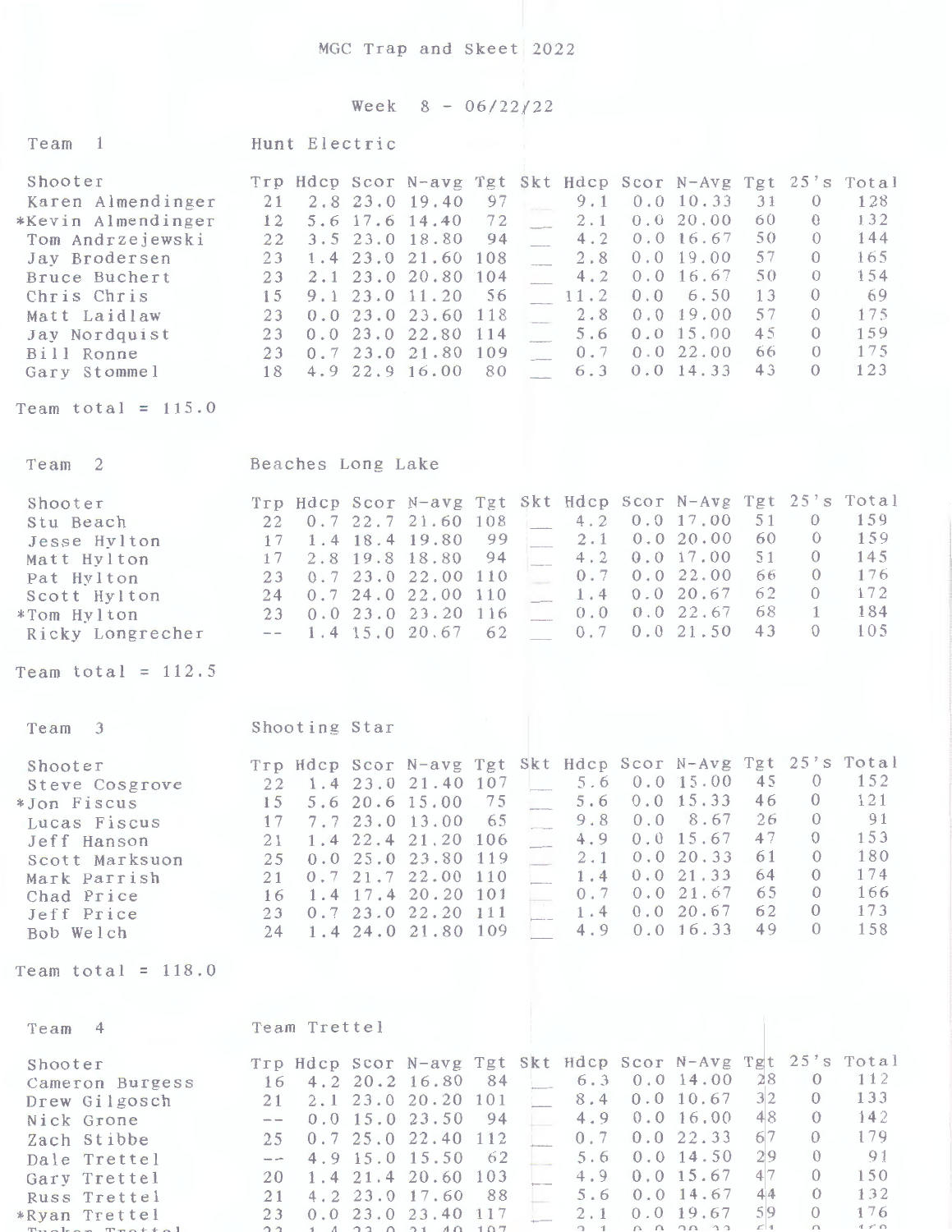# MGC Trap and Skeet 2022

## Week 8 - 06/22/22

### Team 1 — Hunt Electric

| Shooter | Trp | Hdcp | Scor | N-avg | Tgt | Skt | Hdcp | Scor | N-Avg | Tgt | 25's | Total |
|---|---|---|---|---|---|---|---|---|---|---|---|---|
| Karen Almendinger | 21 | 2.8 | 23.0 | 19.40 | 97 | ___ | 9.1 | 0.0 | 10.33 | 31 | 0 | 128 |
| *Kevin Almendinger | 12 | 5.6 | 17.6 | 14.40 | 72 | ___ | 2.1 | 0.0 | 20.00 | 60 | 0 | 132 |
| Tom Andrzejewski | 22 | 3.5 | 23.0 | 18.80 | 94 | ___ | 4.2 | 0.0 | 16.67 | 50 | 0 | 144 |
| Jay Brodersen | 23 | 1.4 | 23.0 | 21.60 | 108 | ___ | 2.8 | 0.0 | 19.00 | 57 | 0 | 165 |
| Bruce Buchert | 23 | 2.1 | 23.0 | 20.80 | 104 | ___ | 4.2 | 0.0 | 16.67 | 50 | 0 | 154 |
| Chris Chris | 15 | 9.1 | 23.0 | 11.20 | 56 | ___ | 11.2 | 0.0 | 6.50 | 13 | 0 | 69 |
| Matt Laidlaw | 23 | 0.0 | 23.0 | 23.60 | 118 | ___ | 2.8 | 0.0 | 19.00 | 57 | 0 | 175 |
| Jay Nordquist | 23 | 0.0 | 23.0 | 22.80 | 114 | ___ | 5.6 | 0.0 | 15.00 | 45 | 0 | 159 |
| Bill Ronne | 23 | 0.7 | 23.0 | 21.80 | 109 | ___ | 0.7 | 0.0 | 22.00 | 66 | 0 | 175 |
| Gary Stommel | 18 | 4.9 | 22.9 | 16.00 | 80 | ___ | 6.3 | 0.0 | 14.33 | 43 | 0 | 123 |

Team total = 115.0

### Team 2 — Beaches Long Lake

| Shooter | Trp | Hdcp | Scor | N-avg | Tgt | Skt | Hdcp | Scor | N-Avg | Tgt | 25's | Total |
|---|---|---|---|---|---|---|---|---|---|---|---|---|
| Stu Beach | 22 | 0.7 | 22.7 | 21.60 | 108 | ___ | 4.2 | 0.0 | 17.00 | 51 | 0 | 159 |
| Jesse Hylton | 17 | 1.4 | 18.4 | 19.80 | 99 | ___ | 2.1 | 0.0 | 20.00 | 60 | 0 | 159 |
| Matt Hylton | 17 | 2.8 | 19.8 | 18.80 | 94 | ___ | 4.2 | 0.0 | 17.00 | 51 | 0 | 145 |
| Pat Hylton | 23 | 0.7 | 23.0 | 22.00 | 110 | ___ | 0.7 | 0.0 | 22.00 | 66 | 0 | 176 |
| Scott Hylton | 24 | 0.7 | 24.0 | 22.00 | 110 | ___ | 1.4 | 0.0 | 20.67 | 62 | 0 | 172 |
| *Tom Hylton | 23 | 0.0 | 23.0 | 23.20 | 116 | ___ | 0.0 | 0.0 | 22.67 | 68 | 1 | 184 |
| Ricky Longrecher | -- | 1.4 | 15.0 | 20.67 | 62 | ___ | 0.7 | 0.0 | 21.50 | 43 | 0 | 105 |

Team total = 112.5

### Team 3 — Shooting Star

| Shooter | Trp | Hdcp | Scor | N-avg | Tgt | Skt | Hdcp | Scor | N-Avg | Tgt | 25's | Total |
|---|---|---|---|---|---|---|---|---|---|---|---|---|
| Steve Cosgrove | 22 | 1.4 | 23.0 | 21.40 | 107 | ___ | 5.6 | 0.0 | 15.00 | 45 | 0 | 152 |
| *Jon Fiscus | 15 | 5.6 | 20.6 | 15.00 | 75 | ___ | 5.6 | 0.0 | 15.33 | 46 | 0 | 121 |
| Lucas Fiscus | 17 | 7.7 | 23.0 | 13.00 | 65 | ___ | 9.8 | 0.0 | 8.67 | 26 | 0 | 91 |
| Jeff Hanson | 21 | 1.4 | 22.4 | 21.20 | 106 | ___ | 4.9 | 0.0 | 15.67 | 47 | 0 | 153 |
| Scott Marksuon | 25 | 0.0 | 25.0 | 23.80 | 119 | ___ | 2.1 | 0.0 | 20.33 | 61 | 0 | 180 |
| Mark Parrish | 21 | 0.7 | 21.7 | 22.00 | 110 | ___ | 1.4 | 0.0 | 21.33 | 64 | 0 | 174 |
| Chad Price | 16 | 1.4 | 17.4 | 20.20 | 101 | ___ | 0.7 | 0.0 | 21.67 | 65 | 0 | 166 |
| Jeff Price | 23 | 0.7 | 23.0 | 22.20 | 111 | ___ | 1.4 | 0.0 | 20.67 | 62 | 0 | 173 |
| Bob Welch | 24 | 1.4 | 24.0 | 21.80 | 109 | ___ | 4.9 | 0.0 | 16.33 | 49 | 0 | 158 |

Team total = 118.0

### Team 4 — Team Trettel

| Shooter | Trp | Hdcp | Scor | N-avg | Tgt | Skt | Hdcp | Scor | N-Avg | Tgt | 25's | Total |
|---|---|---|---|---|---|---|---|---|---|---|---|---|
| Cameron Burgess | 16 | 4.2 | 20.2 | 16.80 | 84 | ___ | 6.3 | 0.0 | 14.00 | 28 | 0 | 112 |
| Drew Gilgosch | 21 | 2.1 | 23.0 | 20.20 | 101 | ___ | 8.4 | 0.0 | 10.67 | 32 | 0 | 133 |
| Nick Grone | -- | 0.0 | 15.0 | 23.50 | 94 | ___ | 4.9 | 0.0 | 16.00 | 48 | 0 | 142 |
| Zach Stibbe | 25 | 0.7 | 25.0 | 22.40 | 112 | ___ | 0.7 | 0.0 | 22.33 | 67 | 0 | 179 |
| Dale Trettel | -- | 4.9 | 15.0 | 15.50 | 62 | ___ | 5.6 | 0.0 | 14.50 | 29 | 0 | 91 |
| Gary Trettel | 20 | 1.4 | 21.4 | 20.60 | 103 | ___ | 4.9 | 0.0 | 15.67 | 47 | 0 | 150 |
| Russ Trettel | 21 | 4.2 | 23.0 | 17.60 | 88 | ___ | 5.6 | 0.0 | 14.67 | 44 | 0 | 132 |
| *Ryan Trettel | 23 | 0.0 | 23.0 | 23.40 | 117 | ___ | 2.1 | 0.0 | 19.67 | 59 | 0 | 176 |
| Tucker Trettel | 23 | 1.4 | 23.0 | 21.40 | 107 | ___ | 2.1 | 0.0 | 20.33 | 61 | 0 | 168 |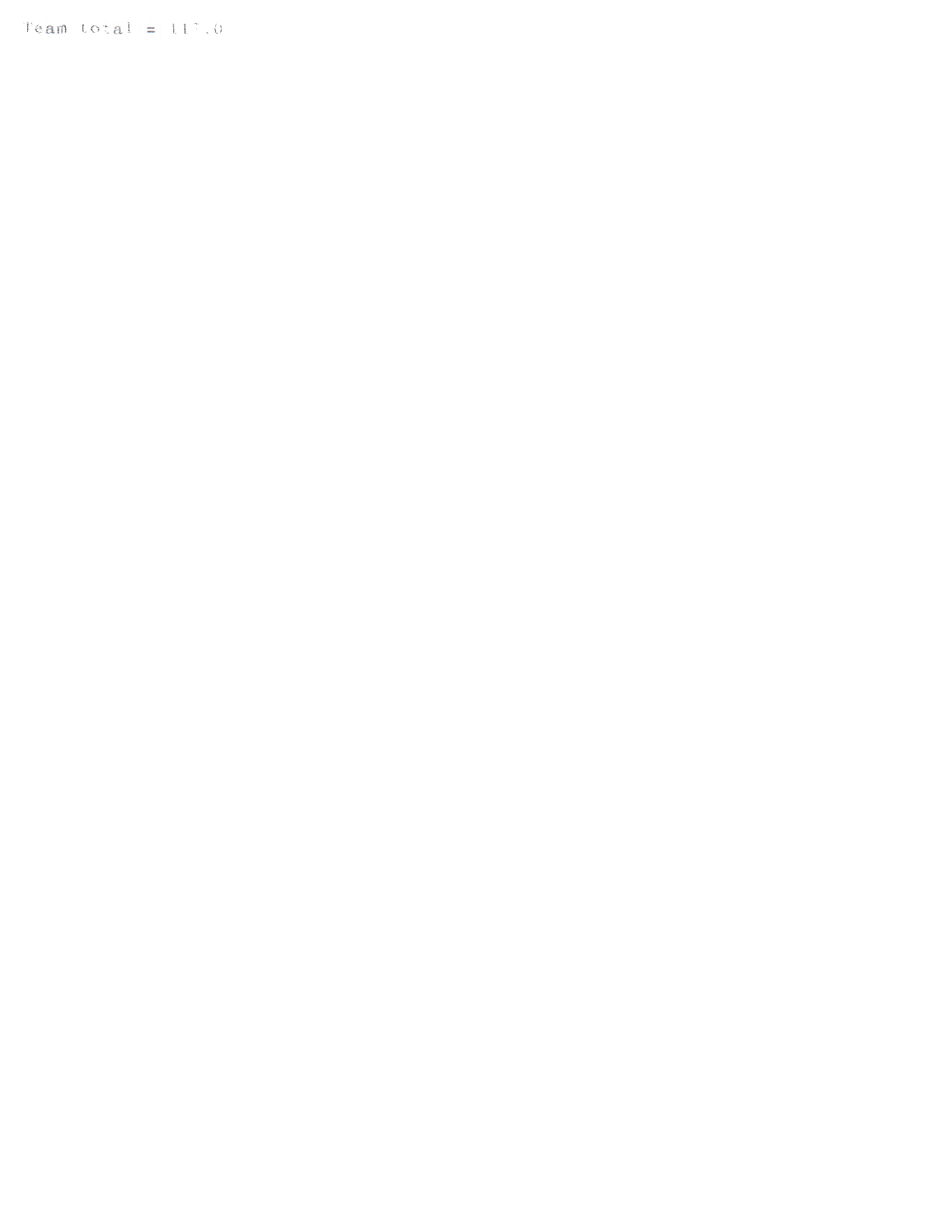Team total = 117.0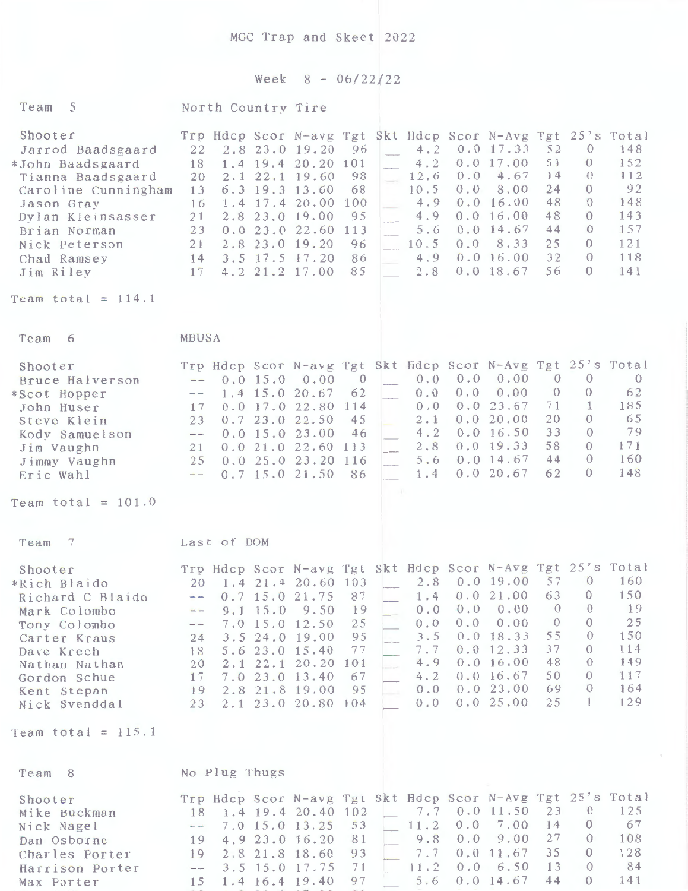# MGC Trap and Skeet 2022

## Week 8 - 06/22/22

### Team 5 — North Country Tire

| Shooter | Trp | Hdcp | Scor | N-avg | Tgt | Skt | Hdcp | Scor | N-Avg | Tgt | 25's | Total |
|---|---|---|---|---|---|---|---|---|---|---|---|---|
| Jarrod Baadsgaard | 22 | 2.8 | 23.0 | 19.20 | 96 | ___ | 4.2 | 0.0 | 17.33 | 52 | 0 | 148 |
| *John Baadsgaard | 18 | 1.4 | 19.4 | 20.20 | 101 | ___ | 4.2 | 0.0 | 17.00 | 51 | 0 | 152 |
| Tianna Baadsgaard | 20 | 2.1 | 22.1 | 19.60 | 98 | ___ | 12.6 | 0.0 | 4.67 | 14 | 0 | 112 |
| Caroline Cunningham | 13 | 6.3 | 19.3 | 13.60 | 68 | ___ | 10.5 | 0.0 | 8.00 | 24 | 0 | 92 |
| Jason Gray | 16 | 1.4 | 17.4 | 20.00 | 100 | ___ | 4.9 | 0.0 | 16.00 | 48 | 0 | 148 |
| Dylan Kleinsasser | 21 | 2.8 | 23.0 | 19.00 | 95 | ___ | 4.9 | 0.0 | 16.00 | 48 | 0 | 143 |
| Brian Norman | 23 | 0.0 | 23.0 | 22.60 | 113 | ___ | 5.6 | 0.0 | 14.67 | 44 | 0 | 157 |
| Nick Peterson | 21 | 2.8 | 23.0 | 19.20 | 96 | ___ | 10.5 | 0.0 | 8.33 | 25 | 0 | 121 |
| Chad Ramsey | 14 | 3.5 | 17.5 | 17.20 | 86 | ___ | 4.9 | 0.0 | 16.00 | 32 | 0 | 118 |
| Jim Riley | 17 | 4.2 | 21.2 | 17.00 | 85 | ___ | 2.8 | 0.0 | 18.67 | 56 | 0 | 141 |

Team total = 114.1

### Team 6 — MBUSA

| Shooter | Trp | Hdcp | Scor | N-avg | Tgt | Skt | Hdcp | Scor | N-Avg | Tgt | 25's | Total |
|---|---|---|---|---|---|---|---|---|---|---|---|---|
| Bruce Halverson | -- | 0.0 | 15.0 | 0.00 | 0 | ___ | 0.0 | 0.0 | 0.00 | 0 | 0 | 0 |
| *Scot Hopper | -- | 1.4 | 15.0 | 20.67 | 62 | ___ | 0.0 | 0.0 | 0.00 | 0 | 0 | 62 |
| John Huser | 17 | 0.0 | 17.0 | 22.80 | 114 | ___ | 0.0 | 0.0 | 23.67 | 71 | 1 | 185 |
| Steve Klein | 23 | 0.7 | 23.0 | 22.50 | 45 | ___ | 2.1 | 0.0 | 20.00 | 20 | 0 | 65 |
| Kody Samuelson | -- | 0.0 | 15.0 | 23.00 | 46 | ___ | 4.2 | 0.0 | 16.50 | 33 | 0 | 79 |
| Jim Vaughn | 21 | 0.0 | 21.0 | 22.60 | 113 | ___ | 2.8 | 0.0 | 19.33 | 58 | 0 | 171 |
| Jimmy Vaughn | 25 | 0.0 | 25.0 | 23.20 | 116 | ___ | 5.6 | 0.0 | 14.67 | 44 | 0 | 160 |
| Eric Wahl | -- | 0.7 | 15.0 | 21.50 | 86 | ___ | 1.4 | 0.0 | 20.67 | 62 | 0 | 148 |

Team total = 101.0

### Team 7 — Last of DOM

| Shooter | Trp | Hdcp | Scor | N-avg | Tgt | Skt | Hdcp | Scor | N-Avg | Tgt | 25's | Total |
|---|---|---|---|---|---|---|---|---|---|---|---|---|
| *Rich Blaido | 20 | 1.4 | 21.4 | 20.60 | 103 | ___ | 2.8 | 0.0 | 19.00 | 57 | 0 | 160 |
| Richard C Blaido | -- | 0.7 | 15.0 | 21.75 | 87 | ___ | 1.4 | 0.0 | 21.00 | 63 | 0 | 150 |
| Mark Colombo | -- | 9.1 | 15.0 | 9.50 | 19 | ___ | 0.0 | 0.0 | 0.00 | 0 | 0 | 19 |
| Tony Colombo | -- | 7.0 | 15.0 | 12.50 | 25 | ___ | 0.0 | 0.0 | 0.00 | 0 | 0 | 25 |
| Carter Kraus | 24 | 3.5 | 24.0 | 19.00 | 95 | ___ | 3.5 | 0.0 | 18.33 | 55 | 0 | 150 |
| Dave Krech | 18 | 5.6 | 23.0 | 15.40 | 77 | ___ | 7.7 | 0.0 | 12.33 | 37 | 0 | 114 |
| Nathan Nathan | 20 | 2.1 | 22.1 | 20.20 | 101 | ___ | 4.9 | 0.0 | 16.00 | 48 | 0 | 149 |
| Gordon Schue | 17 | 7.0 | 23.0 | 13.40 | 67 | ___ | 4.2 | 0.0 | 16.67 | 50 | 0 | 117 |
| Kent Stepan | 19 | 2.8 | 21.8 | 19.00 | 95 | ___ | 0.0 | 0.0 | 23.00 | 69 | 0 | 164 |
| Nick Svenddal | 23 | 2.1 | 23.0 | 20.80 | 104 | ___ | 0.0 | 0.0 | 25.00 | 25 | 1 | 129 |

Team total = 115.1

### Team 8 — No Plug Thugs

| Shooter | Trp | Hdcp | Scor | N-avg | Tgt | Skt | Hdcp | Scor | N-Avg | Tgt | 25's | Total |
|---|---|---|---|---|---|---|---|---|---|---|---|---|
| Mike Buckman | 18 | 1.4 | 19.4 | 20.40 | 102 | ___ | 7.7 | 0.0 | 11.50 | 23 | 0 | 125 |
| Nick Nagel | -- | 7.0 | 15.0 | 13.25 | 53 | ___ | 11.2 | 0.0 | 7.00 | 14 | 0 | 67 |
| Dan Osborne | 19 | 4.9 | 23.0 | 16.20 | 81 | ___ | 9.8 | 0.0 | 9.00 | 27 | 0 | 108 |
| Charles Porter | 19 | 2.8 | 21.8 | 18.60 | 93 | ___ | 7.7 | 0.0 | 11.67 | 35 | 0 | 128 |
| Harrison Porter | -- | 3.5 | 15.0 | 17.75 | 71 | ___ | 11.2 | 0.0 | 6.50 | 13 | 0 | 84 |
| Max Porter | 15 | 1.4 | 16.4 | 19.40 | 97 | ___ | 5.6 | 0.0 | 14.67 | 44 | 0 | 141 |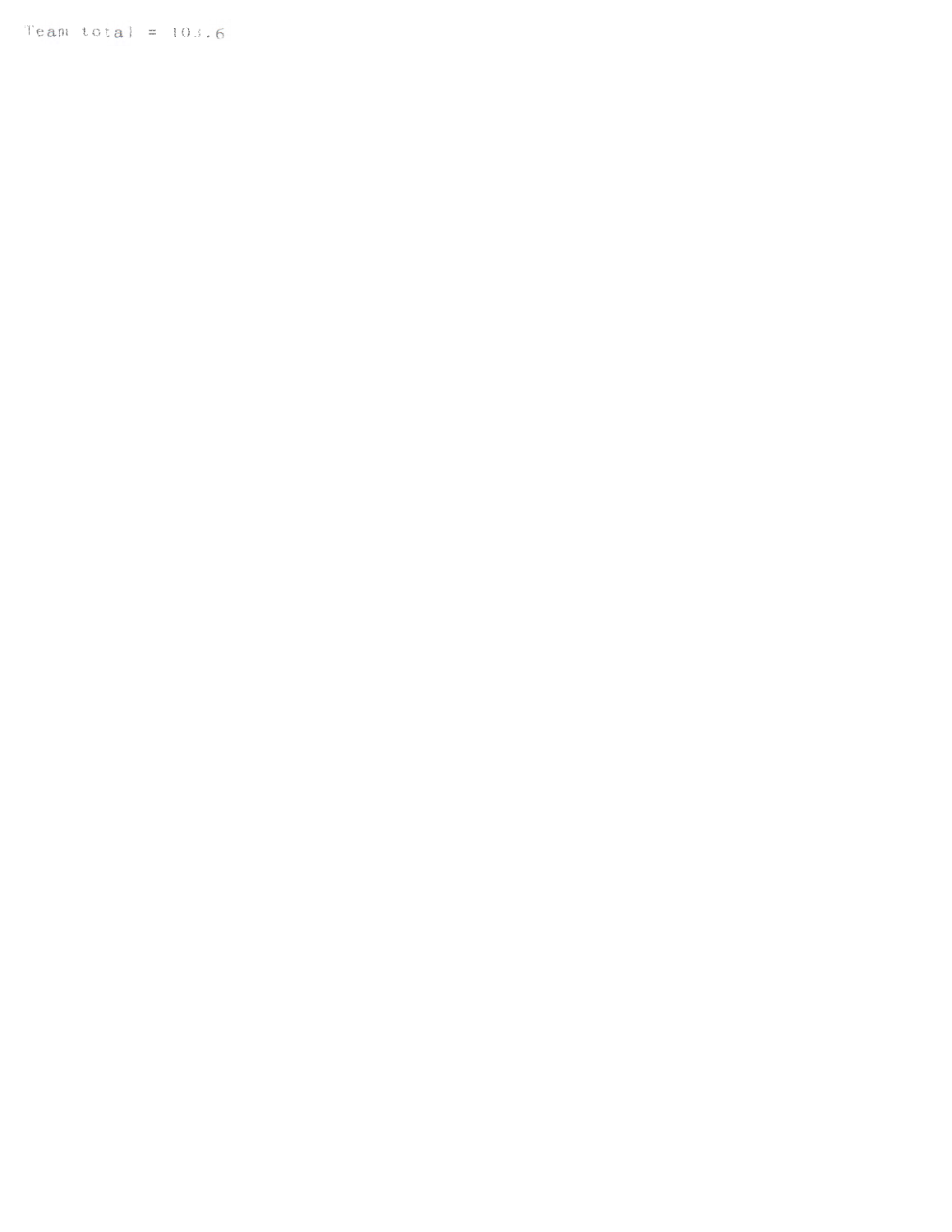Team total = 103.6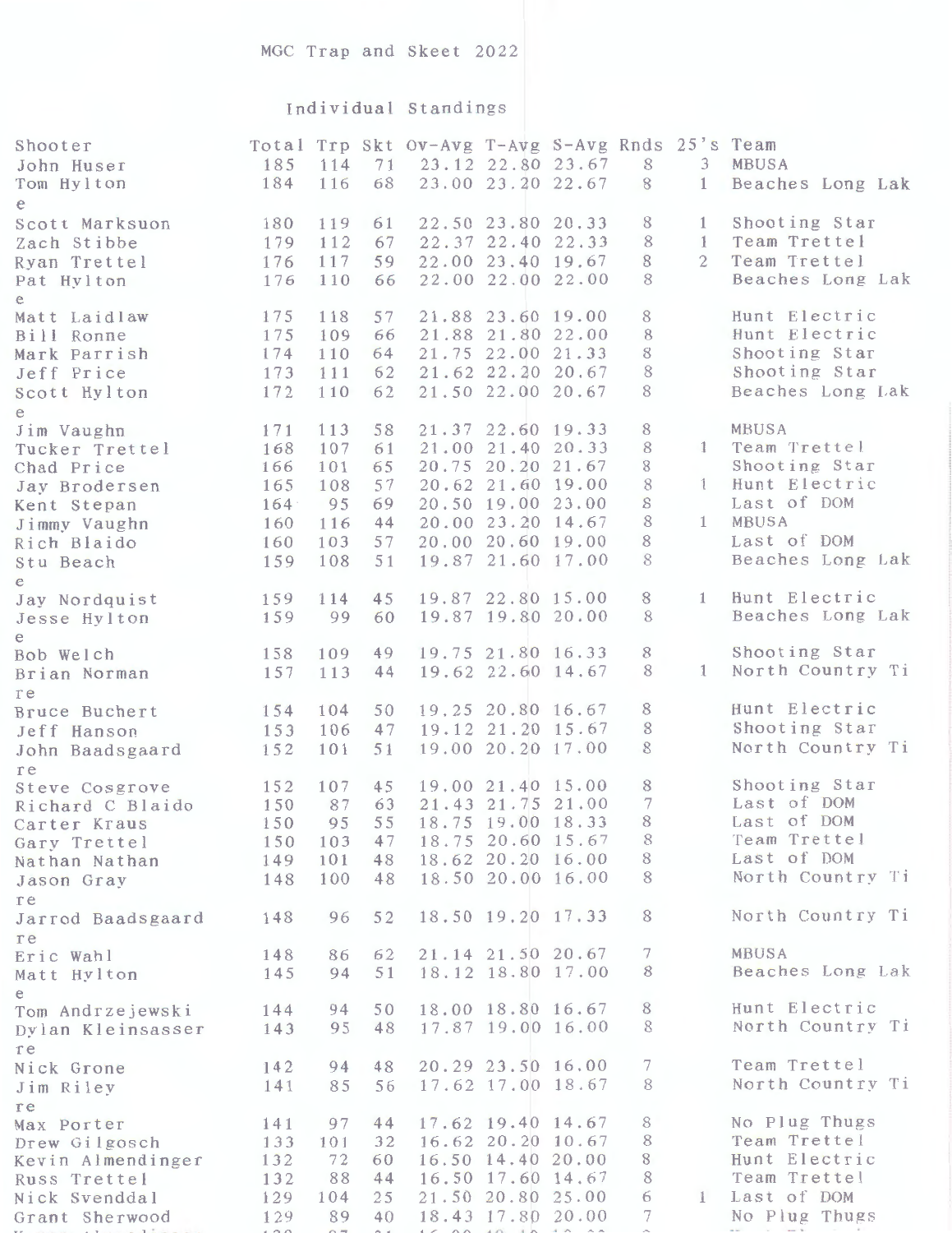MGC Trap and Skeet 2022

Individual Standings

| Shooter | Total | Trp | Skt | Ov-Avg | T-Avg | S-Avg | Rnds | 25's | Team |
|---|---|---|---|---|---|---|---|---|---|
| John Huser | 185 | 114 | 71 | 23.12 | 22.80 | 23.67 | 8 | 3 | MBUSA |
| Tom Hylton | 184 | 116 | 68 | 23.00 | 23.20 | 22.67 | 8 | 1 | Beaches Long Lake |
| Scott Marksuon | 180 | 119 | 61 | 22.50 | 23.80 | 20.33 | 8 | 1 | Shooting Star |
| Zach Stibbe | 179 | 112 | 67 | 22.37 | 22.40 | 22.33 | 8 | 1 | Team Trettel |
| Ryan Trettel | 176 | 117 | 59 | 22.00 | 23.40 | 19.67 | 8 | 2 | Team Trettel |
| Pat Hylton | 176 | 110 | 66 | 22.00 | 22.00 | 22.00 | 8 | | Beaches Long Lake |
| Matt Laidlaw | 175 | 118 | 57 | 21.88 | 23.60 | 19.00 | 8 | | Hunt Electric |
| Bill Ronne | 175 | 109 | 66 | 21.88 | 21.80 | 22.00 | 8 | | Hunt Electric |
| Mark Parrish | 174 | 110 | 64 | 21.75 | 22.00 | 21.33 | 8 | | Shooting Star |
| Jeff Price | 173 | 111 | 62 | 21.62 | 22.20 | 20.67 | 8 | | Shooting Star |
| Scott Hylton | 172 | 110 | 62 | 21.50 | 22.00 | 20.67 | 8 | | Beaches Long Lake |
| Jim Vaughn | 171 | 113 | 58 | 21.37 | 22.60 | 19.33 | 8 | | MBUSA |
| Tucker Trettel | 168 | 107 | 61 | 21.00 | 21.40 | 20.33 | 8 | 1 | Team Trettel |
| Chad Price | 166 | 101 | 65 | 20.75 | 20.20 | 21.67 | 8 | | Shooting Star |
| Jay Brodersen | 165 | 108 | 57 | 20.62 | 21.60 | 19.00 | 8 | 1 | Hunt Electric |
| Kent Stepan | 164 | 95 | 69 | 20.50 | 19.00 | 23.00 | 8 | | Last of DOM |
| Jimmy Vaughn | 160 | 116 | 44 | 20.00 | 23.20 | 14.67 | 8 | 1 | MBUSA |
| Rich Blaido | 160 | 103 | 57 | 20.00 | 20.60 | 19.00 | 8 | | Last of DOM |
| Stu Beach | 159 | 108 | 51 | 19.87 | 21.60 | 17.00 | 8 | | Beaches Long Lake |
| Jay Nordquist | 159 | 114 | 45 | 19.87 | 22.80 | 15.00 | 8 | 1 | Hunt Electric |
| Jesse Hylton | 159 | 99 | 60 | 19.87 | 19.80 | 20.00 | 8 | | Beaches Long Lake |
| Bob Welch | 158 | 109 | 49 | 19.75 | 21.80 | 16.33 | 8 | | Shooting Star |
| Brian Norman | 157 | 113 | 44 | 19.62 | 22.60 | 14.67 | 8 | 1 | North Country Tire |
| Bruce Buchert | 154 | 104 | 50 | 19.25 | 20.80 | 16.67 | 8 | | Hunt Electric |
| Jeff Hanson | 153 | 106 | 47 | 19.12 | 21.20 | 15.67 | 8 | | Shooting Star |
| John Baadsgaard | 152 | 101 | 51 | 19.00 | 20.20 | 17.00 | 8 | | North Country Tire |
| Steve Cosgrove | 152 | 107 | 45 | 19.00 | 21.40 | 15.00 | 8 | | Shooting Star |
| Richard C Blaido | 150 | 87 | 63 | 21.43 | 21.75 | 21.00 | 7 | | Last of DOM |
| Carter Kraus | 150 | 95 | 55 | 18.75 | 19.00 | 18.33 | 8 | | Last of DOM |
| Gary Trettel | 150 | 103 | 47 | 18.75 | 20.60 | 15.67 | 8 | | Team Trettel |
| Nathan Nathan | 149 | 101 | 48 | 18.62 | 20.20 | 16.00 | 8 | | Last of DOM |
| Jason Gray | 148 | 100 | 48 | 18.50 | 20.00 | 16.00 | 8 | | North Country Tire |
| Jarrod Baadsgaard | 148 | 96 | 52 | 18.50 | 19.20 | 17.33 | 8 | | North Country Tire |
| Eric Wahl | 148 | 86 | 62 | 21.14 | 21.50 | 20.67 | 7 | | MBUSA |
| Matt Hylton | 145 | 94 | 51 | 18.12 | 18.80 | 17.00 | 8 | | Beaches Long Lake |
| Tom Andrzejewski | 144 | 94 | 50 | 18.00 | 18.80 | 16.67 | 8 | | Hunt Electric |
| Dylan Kleinsasser | 143 | 95 | 48 | 17.87 | 19.00 | 16.00 | 8 | | North Country Tire |
| Nick Grone | 142 | 94 | 48 | 20.29 | 23.50 | 16.00 | 7 | | Team Trettel |
| Jim Riley | 141 | 85 | 56 | 17.62 | 17.00 | 18.67 | 8 | | North Country Tire |
| Max Porter | 141 | 97 | 44 | 17.62 | 19.40 | 14.67 | 8 | | No Plug Thugs |
| Drew Gilgosch | 133 | 101 | 32 | 16.62 | 20.20 | 10.67 | 8 | | Team Trettel |
| Kevin Almendinger | 132 | 72 | 60 | 16.50 | 14.40 | 20.00 | 8 | | Hunt Electric |
| Russ Trettel | 132 | 88 | 44 | 16.50 | 17.60 | 14.67 | 8 | | Team Trettel |
| Nick Svenddal | 129 | 104 | 25 | 21.50 | 20.80 | 25.00 | 6 | 1 | Last of DOM |
| Grant Sherwood | 129 | 89 | 40 | 18.43 | 17.80 | 20.00 | 7 | | No Plug Thugs |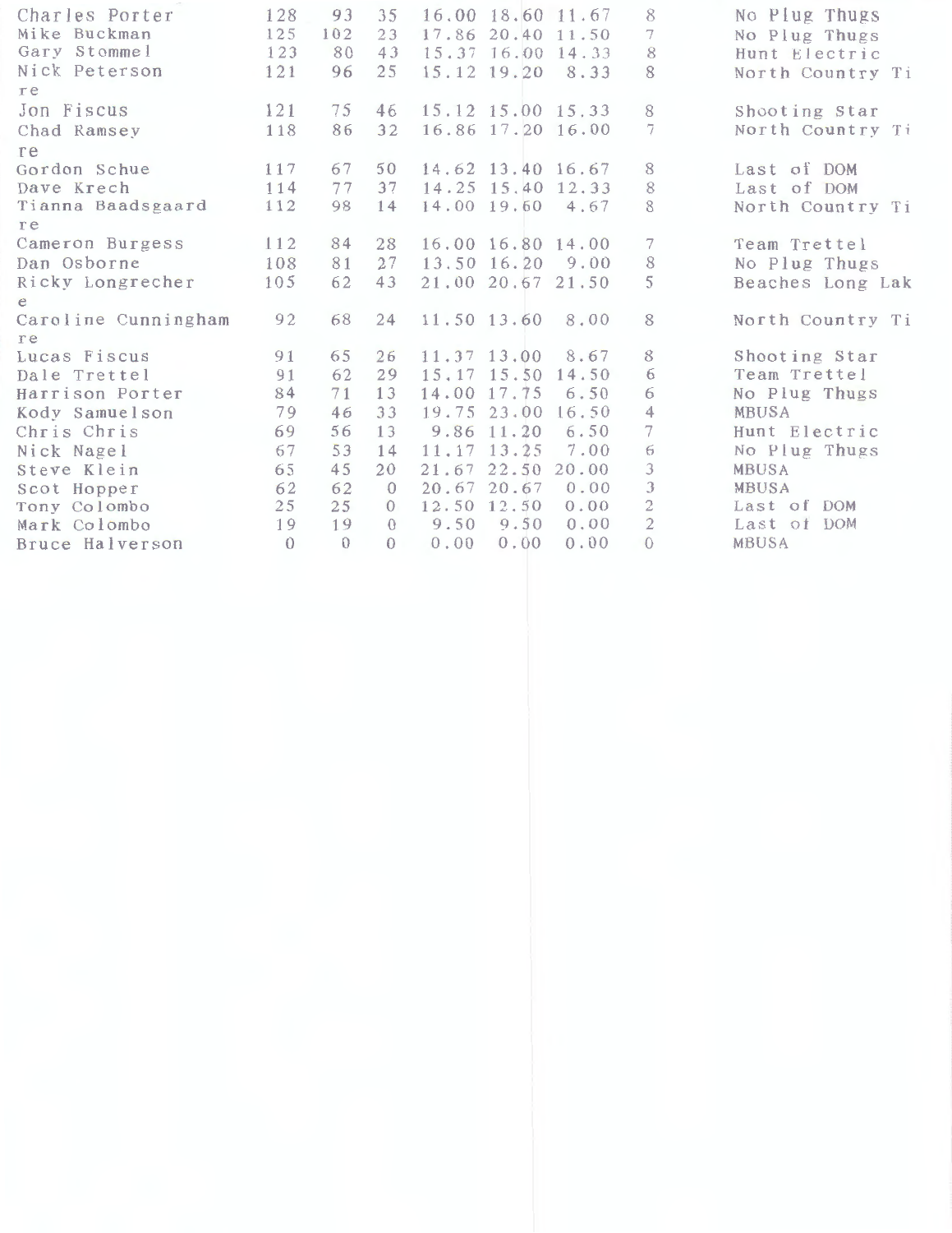| | | | | | | | | |
|---|---|---|---|---|---|---|---|---|
| Charles Porter | 128 | 93 | 35 | 16.00 | 18.60 | 11.67 | 8 | No Plug Thugs |
| Mike Buckman | 125 | 102 | 23 | 17.86 | 20.40 | 11.50 | 7 | No Plug Thugs |
| Gary Stommel | 123 | 80 | 43 | 15.37 | 16.00 | 14.33 | 8 | Hunt Electric |
| Nick Peterson | 121 | 96 | 25 | 15.12 | 19.20 | 8.33 | 8 | North Country Tire |
| Jon Fiscus | 121 | 75 | 46 | 15.12 | 15.00 | 15.33 | 8 | Shooting Star |
| Chad Ramsey | 118 | 86 | 32 | 16.86 | 17.20 | 16.00 | 7 | North Country Tire |
| Gordon Schue | 117 | 67 | 50 | 14.62 | 13.40 | 16.67 | 8 | Last of DOM |
| Dave Krech | 114 | 77 | 37 | 14.25 | 15.40 | 12.33 | 8 | Last of DOM |
| Tianna Baadsgaard | 112 | 98 | 14 | 14.00 | 19.60 | 4.67 | 8 | North Country Tire |
| Cameron Burgess | 112 | 84 | 28 | 16.00 | 16.80 | 14.00 | 7 | Team Trettel |
| Dan Osborne | 108 | 81 | 27 | 13.50 | 16.20 | 9.00 | 8 | No Plug Thugs |
| Ricky Longrecher | 105 | 62 | 43 | 21.00 | 20.67 | 21.50 | 5 | Beaches Long Lake |
| Caroline Cunningham | 92 | 68 | 24 | 11.50 | 13.60 | 8.00 | 8 | North Country Tire |
| Lucas Fiscus | 91 | 65 | 26 | 11.37 | 13.00 | 8.67 | 8 | Shooting Star |
| Dale Trettel | 91 | 62 | 29 | 15.17 | 15.50 | 14.50 | 6 | Team Trettel |
| Harrison Porter | 84 | 71 | 13 | 14.00 | 17.75 | 6.50 | 6 | No Plug Thugs |
| Kody Samuelson | 79 | 46 | 33 | 19.75 | 23.00 | 16.50 | 4 | MBUSA |
| Chris Chris | 69 | 56 | 13 | 9.86 | 11.20 | 6.50 | 7 | Hunt Electric |
| Nick Nagel | 67 | 53 | 14 | 11.17 | 13.25 | 7.00 | 6 | No Plug Thugs |
| Steve Klein | 65 | 45 | 20 | 21.67 | 22.50 | 20.00 | 3 | MBUSA |
| Scot Hopper | 62 | 62 | 0 | 20.67 | 20.67 | 0.00 | 3 | MBUSA |
| Tony Colombo | 25 | 25 | 0 | 12.50 | 12.50 | 0.00 | 2 | Last of DOM |
| Mark Colombo | 19 | 19 | 0 | 9.50 | 9.50 | 0.00 | 2 | Last of DOM |
| Bruce Halverson | 0 | 0 | 0 | 0.00 | 0.00 | 0.00 | 0 | MBUSA |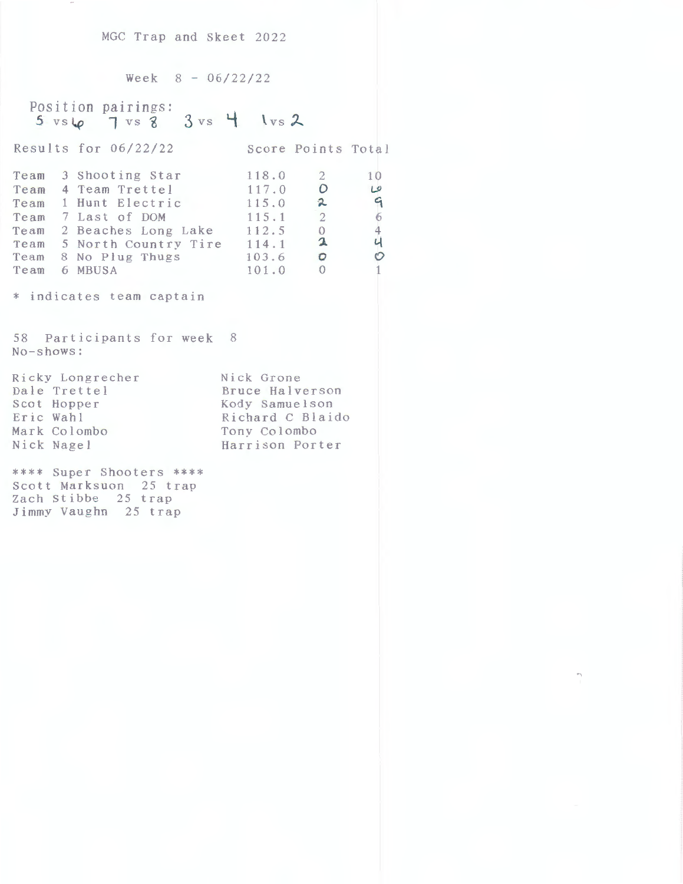MGC Trap and Skeet 2022

Week 8 - 06/22/22

Position pairings:
5 vs 6   7 vs 8   3 vs 4   1 vs 2

| Results for 06/22/22 | Score | Points | Total |
|---|---|---|---|
| Team 3 Shooting Star | 118.0 | 2 | 10 |
| Team 4 Team Trettel | 117.0 | 0 | 6 |
| Team 1 Hunt Electric | 115.0 | 2 | 9 |
| Team 7 Last of DOM | 115.1 | 2 | 6 |
| Team 2 Beaches Long Lake | 112.5 | 0 | 4 |
| Team 5 North Country Tire | 114.1 | 2 | 4 |
| Team 8 No Plug Thugs | 103.6 | 0 | 0 |
| Team 6 MBUSA | 101.0 | 0 | 1 |

* indicates team captain

58 Participants for week 8
No-shows:

| | |
|---|---|
| Ricky Longrecher | Nick Grone |
| Dale Trettel | Bruce Halverson |
| Scot Hopper | Kody Samuelson |
| Eric Wahl | Richard C Blaido |
| Mark Colombo | Tony Colombo |
| Nick Nagel | Harrison Porter |

**** Super Shooters ****
Scott Marksuon 25 trap
Zach Stibbe 25 trap
Jimmy Vaughn 25 trap